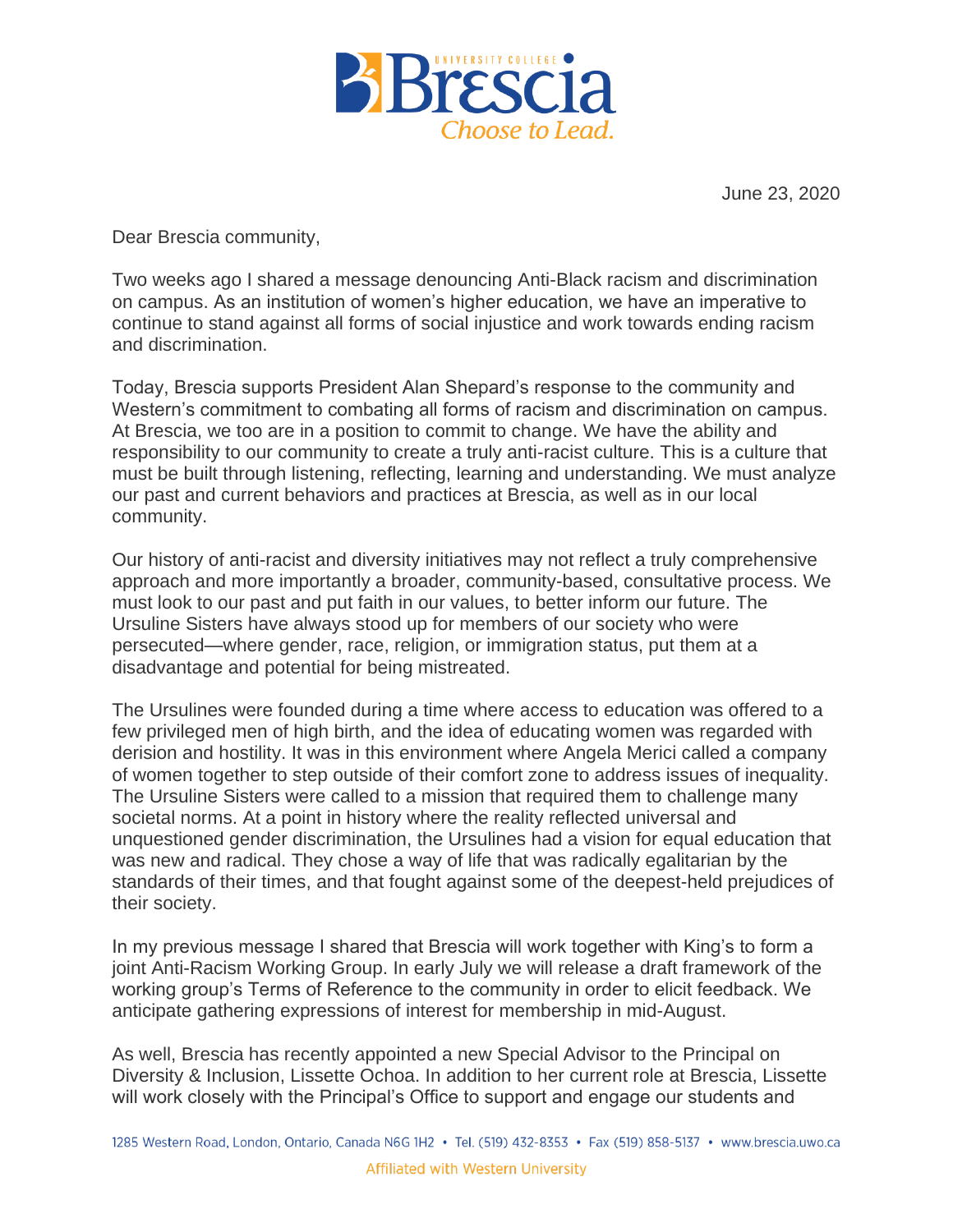June 23, 2020

Dear Brescia community,

Two weeks ago I shared a message denouncing Anti-Black racism and discrimination on campus. As an institution of women's higher education, we have an imperative to continue to stand against all forms of social injustice and work towards ending racism and discrimination.

Today, Brescia supports President Alan Shepard's response to the community and Western's commitment to combating all forms of racism and discrimination on campus. At Brescia, we too are in a position to commit to change. We have the ability and responsibility to our community to create a truly anti-racist culture. This is a culture that must be built through listening, reflecting, learning and understanding. We must analyze our past and current behaviors and practices at Brescia, as well as in our local community.

Our history of anti-racist and diversity initiatives may not reflect a truly comprehensive approach and more importantly a broader, community-based, consultative process. We must look to our past and put faith in our values, to better inform our future. The Ursuline Sisters have always stood up for members of our society who were persecuted—where gender, race, religion, or immigration status, put them at a disadvantage and potential for being mistreated.

The Ursulines were founded during a time where access to education was offered to a few privileged men of high birth, and the idea of educating women was regarded with derision and hostility. It was in this environment where Angela Merici called a company of women together to step outside of their comfort zone to address issues of inequality. The Ursuline Sisters were called to a mission that required them to challenge many societal norms. At a point in history where the reality reflected universal and unquestioned gender discrimination, the Ursulines had a vision for equal education that was new and radical. They chose a way of life that was radically egalitarian by the standards of their times, and that fought against some of the deepest-held prejudices of their society.

In my previous message I shared that Brescia will work together with King's to form a joint Anti-Racism Working Group. In early July we will release a draft framework of the working group's Terms of Reference to the community in order to elicit feedback. We anticipate gathering expressions of interest for membership in mid-August.

As well, Brescia has recently appointed a new Special Advisor to the Principal on Diversity & Inclusion, Lissette Ochoa. In addition to her current role at Brescia, Lissette will work closely with the Principal's Office to support and engage our students and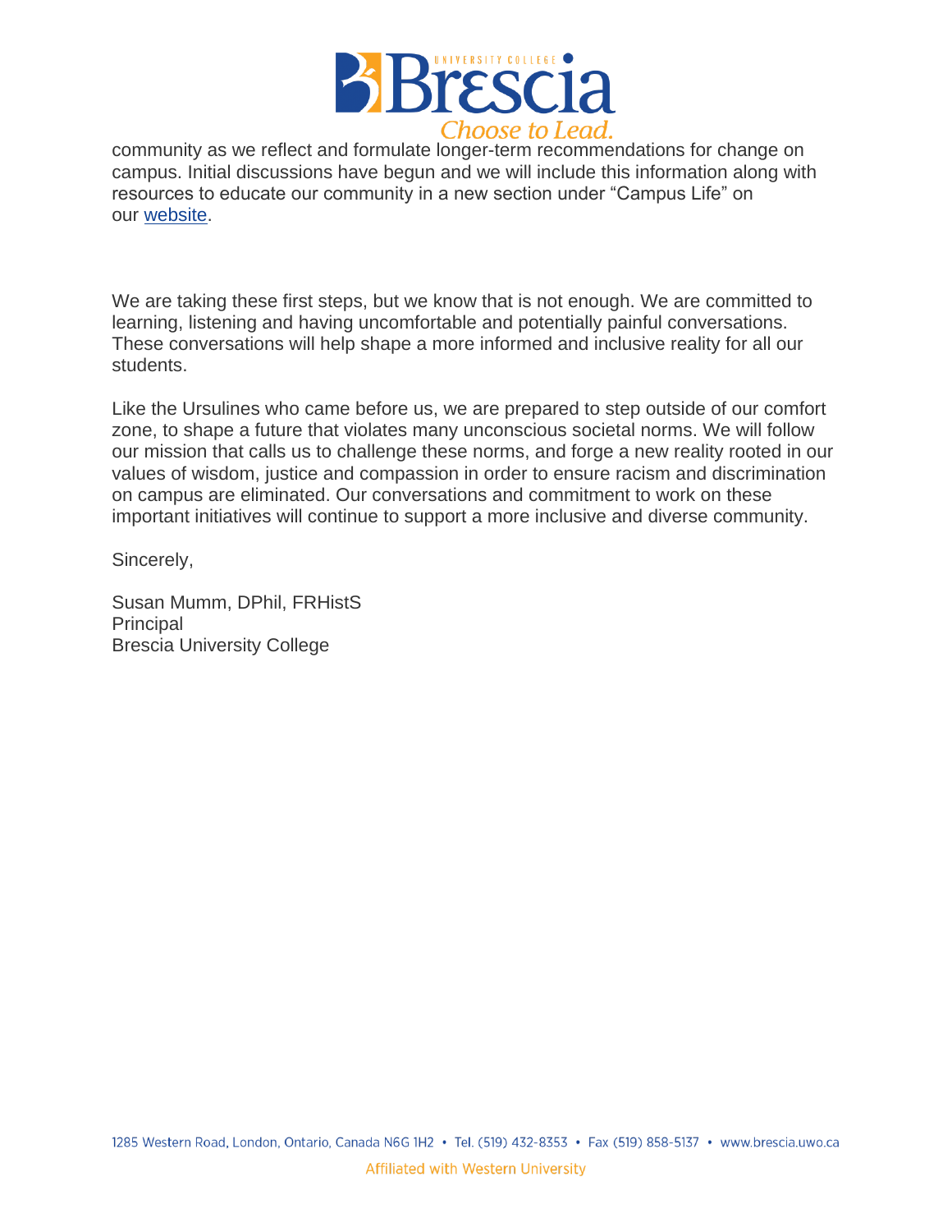community as we reflect and formulate longer-term recommendations for change on campus. Initial discussions have begun and we will include this information along with resources to educate our community in a new section under "Campus Life" on our website.

We are taking these first steps, but we know that is not enough. We are committed to learning, listening and having uncomfortable and potentially painful conversations. These conversations will help shape a more informed and inclusive reality for all our students.

Like the Ursulines who came before us, we are prepared to step outside of our comfort zone, to shape a future that violates many unconscious societal norms. We will follow our mission that calls us to challenge these norms, and forge a new reality rooted in our values of wisdom, justice and compassion in order to ensure racism and discrimination on campus are eliminated. Our conversations and commitment to work on these important initiatives will continue to support a more inclusive and diverse community.

Sincerely,

Susan Mumm, DPhil, FRHistS
Principal
Brescia University College